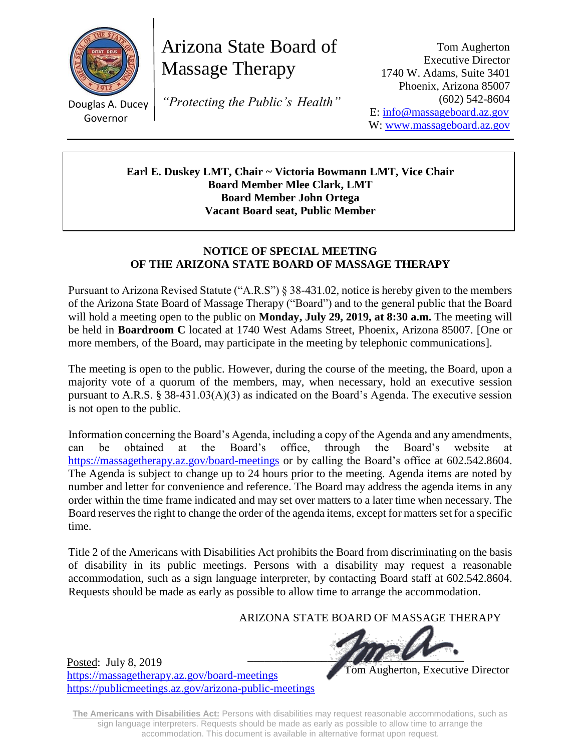Douglas A. Ducey
Governor

# Arizona State Board of Massage Therapy

*"Protecting the Public's Health"*

Tom Augherton
Executive Director
1740 W. Adams, Suite 3401
Phoenix, Arizona 85007
(602) 542-8604
E: info@massageboard.az.gov
W: www.massageboard.az.gov

---

**Earl E. Duskey LMT, Chair ~ Victoria Bowmann LMT, Vice Chair**
**Board Member Mlee Clark, LMT**
**Board Member John Ortega**
**Vacant Board seat, Public Member**

## NOTICE OF SPECIAL MEETING OF THE ARIZONA STATE BOARD OF MASSAGE THERAPY

Pursuant to Arizona Revised Statute ("A.R.S") § 38-431.02, notice is hereby given to the members of the Arizona State Board of Massage Therapy ("Board") and to the general public that the Board will hold a meeting open to the public on **Monday, July 29, 2019, at 8:30 a.m.** The meeting will be held in **Boardroom C** located at 1740 West Adams Street, Phoenix, Arizona 85007. [One or more members, of the Board, may participate in the meeting by telephonic communications].

The meeting is open to the public. However, during the course of the meeting, the Board, upon a majority vote of a quorum of the members, may, when necessary, hold an executive session pursuant to A.R.S. § 38-431.03(A)(3) as indicated on the Board's Agenda. The executive session is not open to the public.

Information concerning the Board's Agenda, including a copy of the Agenda and any amendments, can be obtained at the Board's office, through the Board's website at https://massagetherapy.az.gov/board-meetings or by calling the Board's office at 602.542.8604. The Agenda is subject to change up to 24 hours prior to the meeting. Agenda items are noted by number and letter for convenience and reference. The Board may address the agenda items in any order within the time frame indicated and may set over matters to a later time when necessary. The Board reserves the right to change the order of the agenda items, except for matters set for a specific time.

Title 2 of the Americans with Disabilities Act prohibits the Board from discriminating on the basis of disability in its public meetings. Persons with a disability may request a reasonable accommodation, such as a sign language interpreter, by contacting Board staff at 602.542.8604. Requests should be made as early as possible to allow time to arrange the accommodation.

ARIZONA STATE BOARD OF MASSAGE THERAPY

Tom Augherton, Executive Director

Posted: July 8, 2019
https://massagetherapy.az.gov/board-meetings
https://publicmeetings.az.gov/arizona-public-meetings

**The Americans with Disabilities Act:** Persons with disabilities may request reasonable accommodations, such as sign language interpreters. Requests should be made as early as possible to allow time to arrange the accommodation. This document is available in alternative format upon request.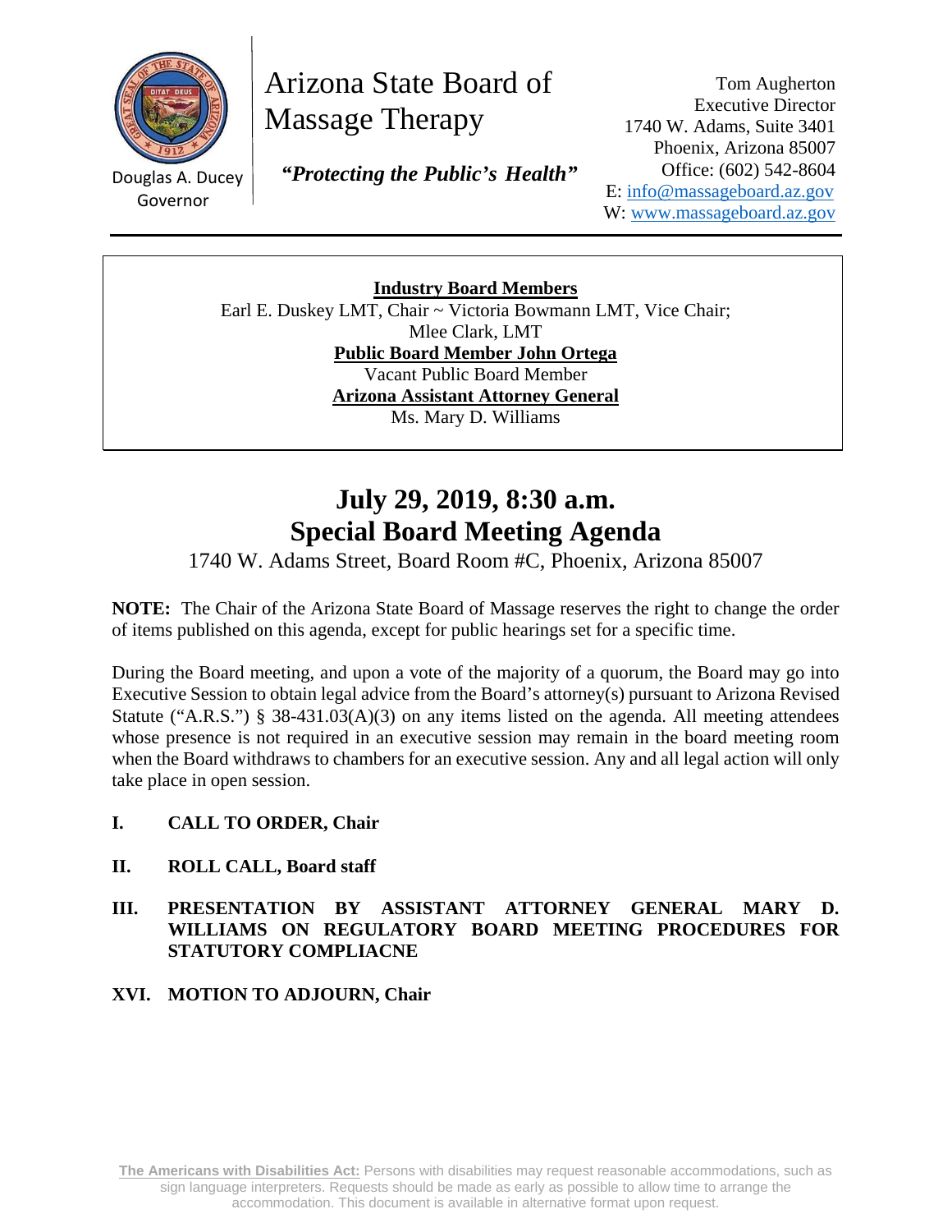Arizona State Board of Massage Therapy

*"Protecting the Public's Health"*

Douglas A. Ducey
Governor

Tom Augherton
Executive Director
1740 W. Adams, Suite 3401
Phoenix, Arizona 85007
Office: (602) 542-8604
E: info@massageboard.az.gov
W: www.massageboard.az.gov

**Industry Board Members**
Earl E. Duskey LMT, Chair ~ Victoria Bowmann LMT, Vice Chair;
Mlee Clark, LMT
**Public Board Member John Ortega**
Vacant Public Board Member
**Arizona Assistant Attorney General**
Ms. Mary D. Williams

# July 29, 2019, 8:30 a.m.
# Special Board Meeting Agenda

1740 W. Adams Street, Board Room #C, Phoenix, Arizona 85007

**NOTE:** The Chair of the Arizona State Board of Massage reserves the right to change the order of items published on this agenda, except for public hearings set for a specific time.

During the Board meeting, and upon a vote of the majority of a quorum, the Board may go into Executive Session to obtain legal advice from the Board's attorney(s) pursuant to Arizona Revised Statute ("A.R.S.") § 38-431.03(A)(3) on any items listed on the agenda. All meeting attendees whose presence is not required in an executive session may remain in the board meeting room when the Board withdraws to chambers for an executive session. Any and all legal action will only take place in open session.

**I. CALL TO ORDER, Chair**

**II. ROLL CALL, Board staff**

**III. PRESENTATION BY ASSISTANT ATTORNEY GENERAL MARY D. WILLIAMS ON REGULATORY BOARD MEETING PROCEDURES FOR STATUTORY COMPLIACNE**

**XVI. MOTION TO ADJOURN, Chair**

**The Americans with Disabilities Act:** Persons with disabilities may request reasonable accommodations, such as sign language interpreters. Requests should be made as early as possible to allow time to arrange the accommodation. This document is available in alternative format upon request.